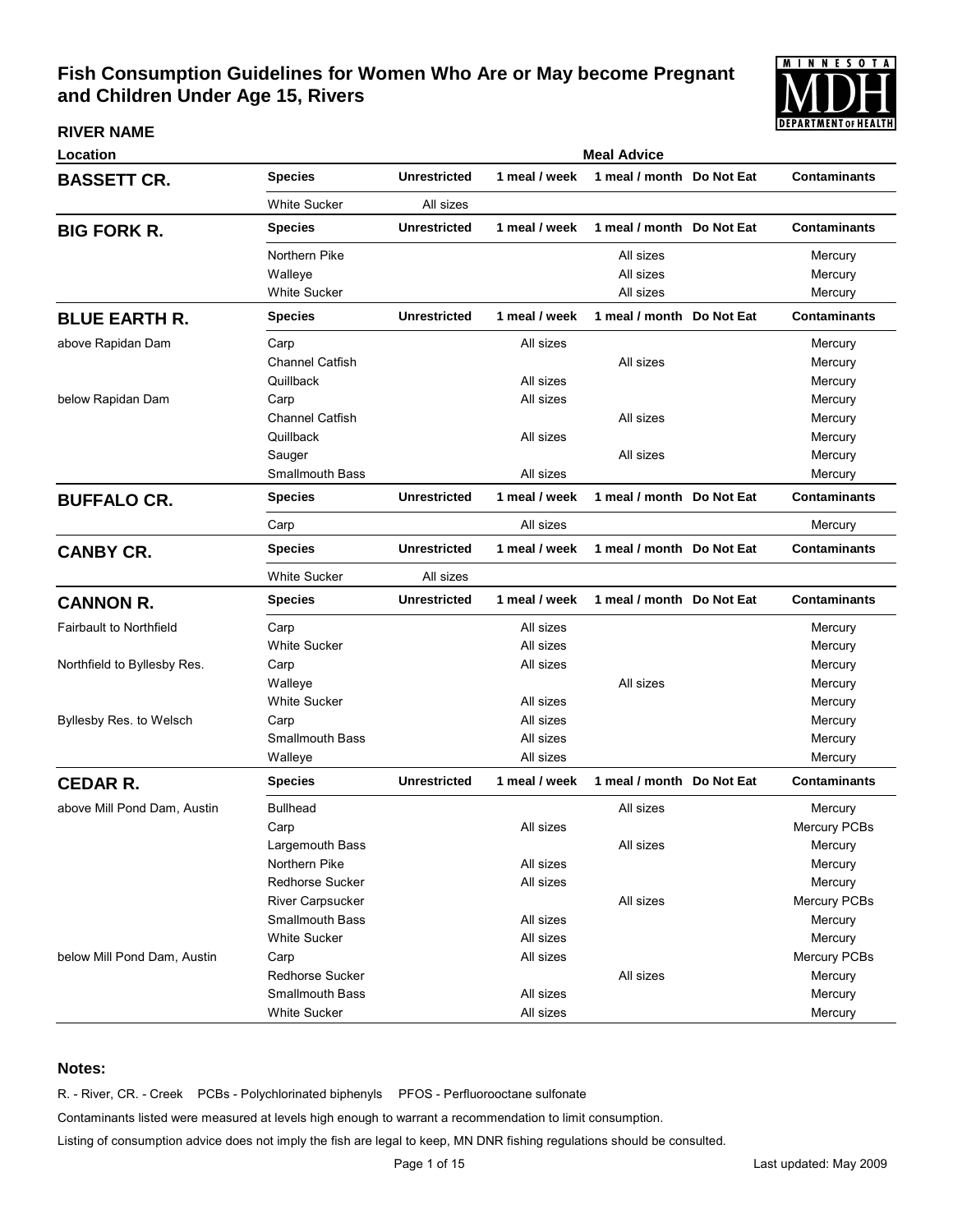# Fish Consumption Guidelines for Women Who Are or May become Pregnant and Children Under Age 15, Rivers

| RIVER NAME<br>Location | | Meal Advice | | | | |
|---|---|---|---|---|---|---|
| **BASSETT CR.** | **Species** | **Unrestricted** | **1 meal / week** | **1 meal / month** | **Do Not Eat** | **Contaminants** |
| | White Sucker | All sizes | | | | |
| **BIG FORK R.** | **Species** | **Unrestricted** | **1 meal / week** | **1 meal / month** | **Do Not Eat** | **Contaminants** |
| | Northern Pike | | | All sizes | | Mercury |
| | Walleye | | | All sizes | | Mercury |
| | White Sucker | | | All sizes | | Mercury |
| **BLUE EARTH R.** | **Species** | **Unrestricted** | **1 meal / week** | **1 meal / month** | **Do Not Eat** | **Contaminants** |
| above Rapidan Dam | Carp | | All sizes | | | Mercury |
| | Channel Catfish | | | All sizes | | Mercury |
| | Quillback | | All sizes | | | Mercury |
| below Rapidan Dam | Carp | | All sizes | | | Mercury |
| | Channel Catfish | | | All sizes | | Mercury |
| | Quillback | | All sizes | | | Mercury |
| | Sauger | | | All sizes | | Mercury |
| | Smallmouth Bass | | All sizes | | | Mercury |
| **BUFFALO CR.** | **Species** | **Unrestricted** | **1 meal / week** | **1 meal / month** | **Do Not Eat** | **Contaminants** |
| | Carp | | All sizes | | | Mercury |
| **CANBY CR.** | **Species** | **Unrestricted** | **1 meal / week** | **1 meal / month** | **Do Not Eat** | **Contaminants** |
| | White Sucker | All sizes | | | | |
| **CANNON R.** | **Species** | **Unrestricted** | **1 meal / week** | **1 meal / month** | **Do Not Eat** | **Contaminants** |
| Fairbault to Northfield | Carp | | All sizes | | | Mercury |
| | White Sucker | | All sizes | | | Mercury |
| Northfield to Byllesby Res. | Carp | | All sizes | | | Mercury |
| | Walleye | | | All sizes | | Mercury |
| | White Sucker | | All sizes | | | Mercury |
| Byllesby Res. to Welsch | Carp | | All sizes | | | Mercury |
| | Smallmouth Bass | | All sizes | | | Mercury |
| | Walleye | | All sizes | | | Mercury |
| **CEDAR R.** | **Species** | **Unrestricted** | **1 meal / week** | **1 meal / month** | **Do Not Eat** | **Contaminants** |
| above Mill Pond Dam, Austin | Bullhead | | | All sizes | | Mercury |
| | Carp | | All sizes | | | Mercury PCBs |
| | Largemouth Bass | | | All sizes | | Mercury |
| | Northern Pike | | All sizes | | | Mercury |
| | Redhorse Sucker | | All sizes | | | Mercury |
| | River Carpsucker | | | All sizes | | Mercury PCBs |
| | Smallmouth Bass | | All sizes | | | Mercury |
| | White Sucker | | All sizes | | | Mercury |
| below Mill Pond Dam, Austin | Carp | | All sizes | | | Mercury PCBs |
| | Redhorse Sucker | | | All sizes | | Mercury |
| | Smallmouth Bass | | All sizes | | | Mercury |
| | White Sucker | | All sizes | | | Mercury |

**Notes:**

R. - River, CR. - Creek PCBs - Polychlorinated biphenyls PFOS - Perfluorooctane sulfonate

Contaminants listed were measured at levels high enough to warrant a recommendation to limit consumption.

Listing of consumption advice does not imply the fish are legal to keep, MN DNR fishing regulations should be consulted.

Last updated: May 2009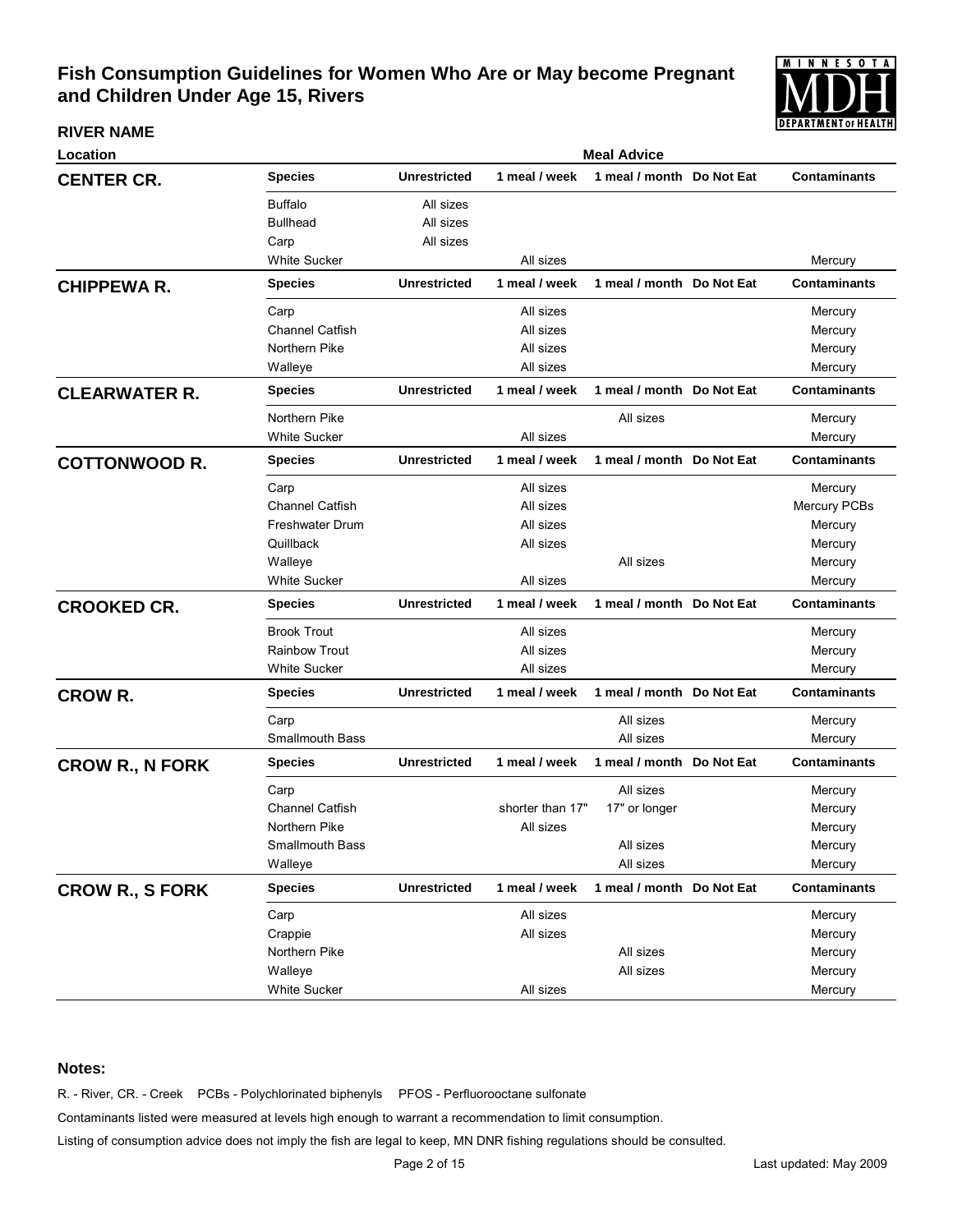# Fish Consumption Guidelines for Women Who Are or May become Pregnant and Children Under Age 15, Rivers

| RIVER NAME Location | Species | Unrestricted | 1 meal / week | 1 meal / month | Do Not Eat | Contaminants |
|---|---|---|---|---|---|---|
| **CENTER CR.** | Buffalo | All sizes | | | | |
| | Bullhead | All sizes | | | | |
| | Carp | All sizes | | | | |
| | White Sucker | | All sizes | | | Mercury |
| **CHIPPEWA R.** | Carp | | All sizes | | | Mercury |
| | Channel Catfish | | All sizes | | | Mercury |
| | Northern Pike | | All sizes | | | Mercury |
| | Walleye | | All sizes | | | Mercury |
| **CLEARWATER R.** | Northern Pike | | | All sizes | | Mercury |
| | White Sucker | | All sizes | | | Mercury |
| **COTTONWOOD R.** | Carp | | All sizes | | | Mercury |
| | Channel Catfish | | All sizes | | | Mercury PCBs |
| | Freshwater Drum | | All sizes | | | Mercury |
| | Quillback | | All sizes | | | Mercury |
| | Walleye | | | All sizes | | Mercury |
| | White Sucker | | All sizes | | | Mercury |
| **CROOKED CR.** | Brook Trout | | All sizes | | | Mercury |
| | Rainbow Trout | | All sizes | | | Mercury |
| | White Sucker | | All sizes | | | Mercury |
| **CROW R.** | Carp | | | All sizes | | Mercury |
| | Smallmouth Bass | | | All sizes | | Mercury |
| **CROW R., N FORK** | Carp | | | All sizes | | Mercury |
| | Channel Catfish | | shorter than 17" | 17" or longer | | Mercury |
| | Northern Pike | | All sizes | | | Mercury |
| | Smallmouth Bass | | | All sizes | | Mercury |
| | Walleye | | | All sizes | | Mercury |
| **CROW R., S FORK** | Carp | | All sizes | | | Mercury |
| | Crappie | | All sizes | | | Mercury |
| | Northern Pike | | | All sizes | | Mercury |
| | Walleye | | | All sizes | | Mercury |
| | White Sucker | | All sizes | | | Mercury |

**Notes:**

R. - River, CR. - Creek PCBs - Polychlorinated biphenyls PFOS - Perfluorooctane sulfonate

Contaminants listed were measured at levels high enough to warrant a recommendation to limit consumption.

Listing of consumption advice does not imply the fish are legal to keep, MN DNR fishing regulations should be consulted.

Last updated: May 2009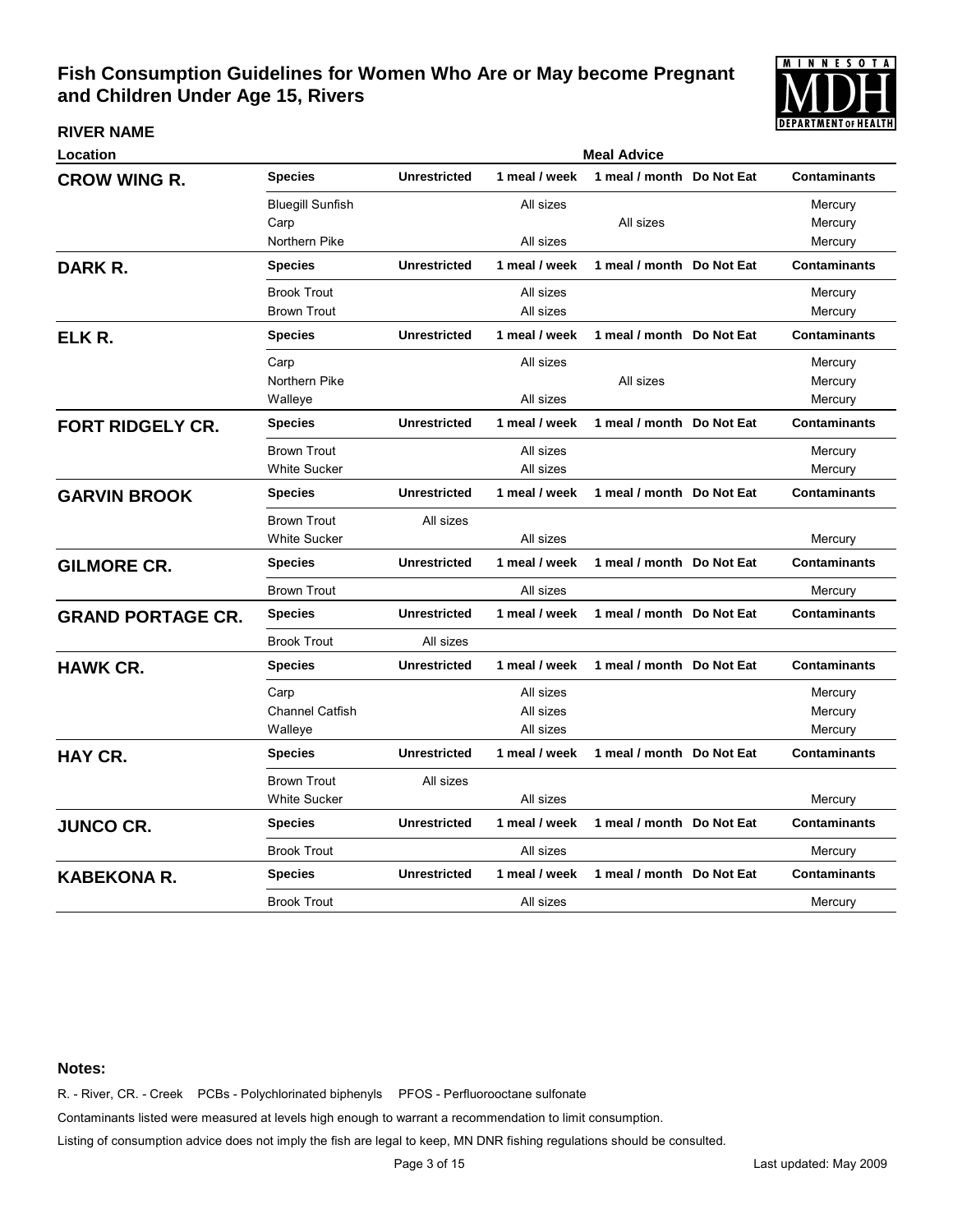# Fish Consumption Guidelines for Women Who Are or May become Pregnant and Children Under Age 15, Rivers

| RIVER NAME Location | Meal Advice | | | | | |
|---|---|---|---|---|---|---|
| | **Species** | **Unrestricted** | **1 meal / week** | **1 meal / month** | **Do Not Eat** | **Contaminants** |
| **CROW WING R.** | Bluegill Sunfish | | All sizes | | | Mercury |
| | Carp | | | All sizes | | Mercury |
| | Northern Pike | | All sizes | | | Mercury |
| **DARK R.** | Brook Trout | | All sizes | | | Mercury |
| | Brown Trout | | All sizes | | | Mercury |
| **ELK R.** | Carp | | All sizes | | | Mercury |
| | Northern Pike | | | All sizes | | Mercury |
| | Walleye | | All sizes | | | Mercury |
| **FORT RIDGELY CR.** | Brown Trout | | All sizes | | | Mercury |
| | White Sucker | | All sizes | | | Mercury |
| **GARVIN BROOK** | Brown Trout | All sizes | | | | |
| | White Sucker | | All sizes | | | Mercury |
| **GILMORE CR.** | Brown Trout | | All sizes | | | Mercury |
| **GRAND PORTAGE CR.** | Brook Trout | All sizes | | | | |
| **HAWK CR.** | Carp | | All sizes | | | Mercury |
| | Channel Catfish | | All sizes | | | Mercury |
| | Walleye | | All sizes | | | Mercury |
| **HAY CR.** | Brown Trout | All sizes | | | | |
| | White Sucker | | All sizes | | | Mercury |
| **JUNCO CR.** | Brook Trout | | All sizes | | | Mercury |
| **KABEKONA R.** | Brook Trout | | All sizes | | | Mercury |

**Notes:**

R. - River, CR. - Creek PCBs - Polychlorinated biphenyls PFOS - Perfluorooctane sulfonate

Contaminants listed were measured at levels high enough to warrant a recommendation to limit consumption.

Listing of consumption advice does not imply the fish are legal to keep, MN DNR fishing regulations should be consulted.

Last updated: May 2009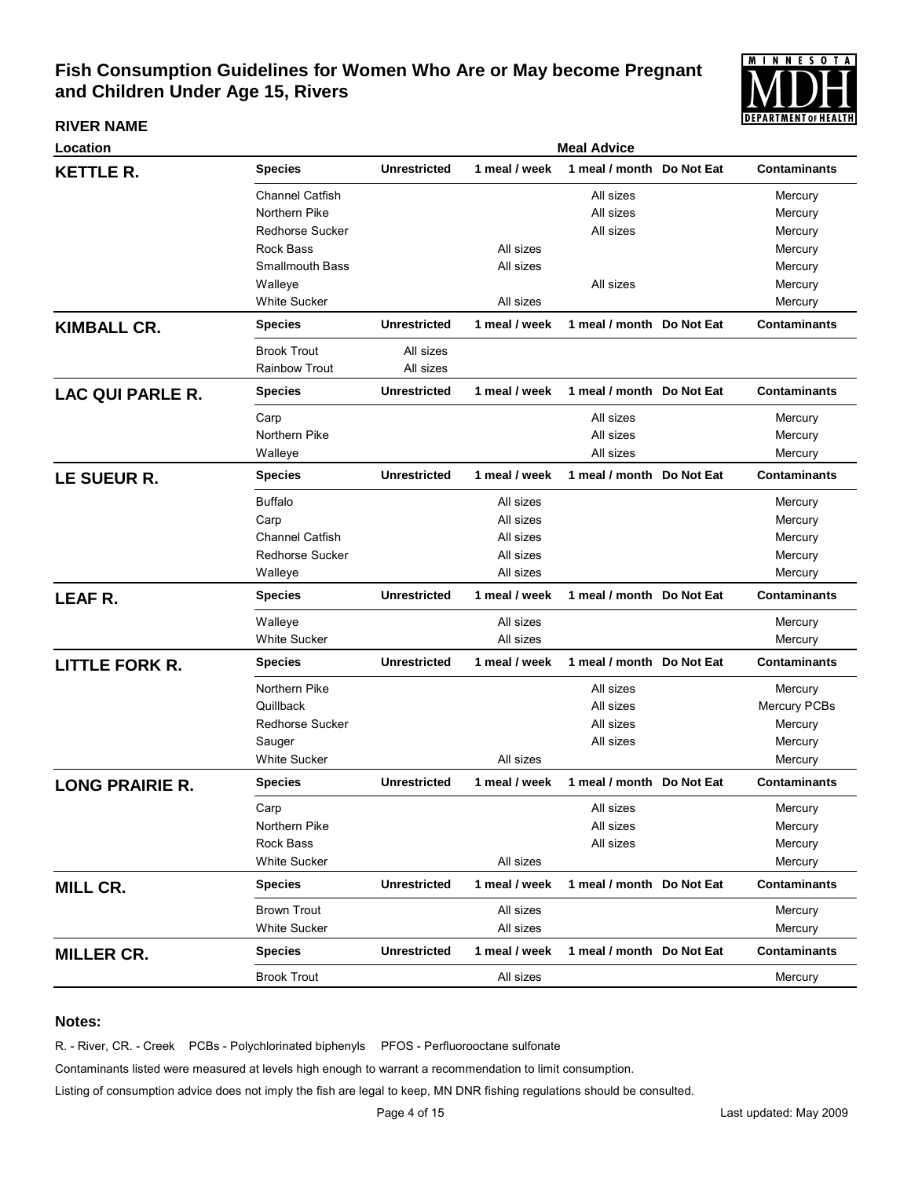# Fish Consumption Guidelines for Women Who Are or May become Pregnant and Children Under Age 15, Rivers

**RIVER NAME**

| Location | Species | Unrestricted | 1 meal / week | 1 meal / month | Do Not Eat | Contaminants |
|---|---|---|---|---|---|---|
| **KETTLE R.** | Channel Catfish | | | All sizes | | Mercury |
| | Northern Pike | | | All sizes | | Mercury |
| | Redhorse Sucker | | | All sizes | | Mercury |
| | Rock Bass | | All sizes | | | Mercury |
| | Smallmouth Bass | | All sizes | | | Mercury |
| | Walleye | | | All sizes | | Mercury |
| | White Sucker | | All sizes | | | Mercury |
| **KIMBALL CR.** | Brook Trout | All sizes | | | | |
| | Rainbow Trout | All sizes | | | | |
| **LAC QUI PARLE R.** | Carp | | | All sizes | | Mercury |
| | Northern Pike | | | All sizes | | Mercury |
| | Walleye | | | All sizes | | Mercury |
| **LE SUEUR R.** | Buffalo | | All sizes | | | Mercury |
| | Carp | | All sizes | | | Mercury |
| | Channel Catfish | | All sizes | | | Mercury |
| | Redhorse Sucker | | All sizes | | | Mercury |
| | Walleye | | All sizes | | | Mercury |
| **LEAF R.** | Walleye | | All sizes | | | Mercury |
| | White Sucker | | All sizes | | | Mercury |
| **LITTLE FORK R.** | Northern Pike | | | All sizes | | Mercury |
| | Quillback | | | All sizes | | Mercury PCBs |
| | Redhorse Sucker | | | All sizes | | Mercury |
| | Sauger | | | All sizes | | Mercury |
| | White Sucker | | All sizes | | | Mercury |
| **LONG PRAIRIE R.** | Carp | | | All sizes | | Mercury |
| | Northern Pike | | | All sizes | | Mercury |
| | Rock Bass | | | All sizes | | Mercury |
| | White Sucker | | All sizes | | | Mercury |
| **MILL CR.** | Brown Trout | | All sizes | | | Mercury |
| | White Sucker | | All sizes | | | Mercury |
| **MILLER CR.** | Brook Trout | | All sizes | | | Mercury |

**Notes:**

R. - River, CR. - Creek PCBs - Polychlorinated biphenyls PFOS - Perfluorooctane sulfonate

Contaminants listed were measured at levels high enough to warrant a recommendation to limit consumption.

Listing of consumption advice does not imply the fish are legal to keep, MN DNR fishing regulations should be consulted.

Last updated: May 2009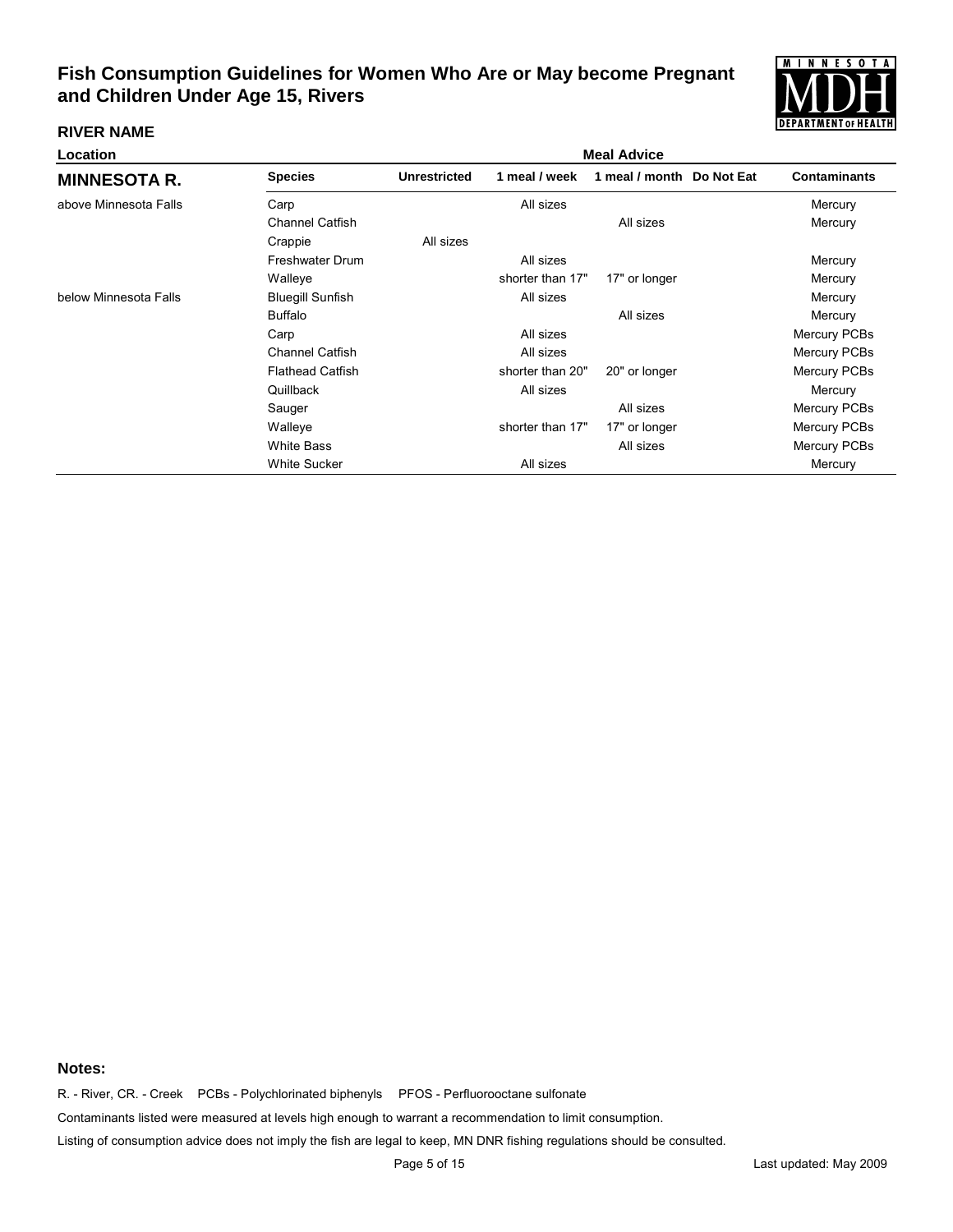# Fish Consumption Guidelines for Women Who Are or May become Pregnant and Children Under Age 15, Rivers

**RIVER NAME**

| Location | Species | Unrestricted | 1 meal / week | 1 meal / month | Do Not Eat | Contaminants |
|---|---|---|---|---|---|---|
| **MINNESOTA R.** | | | | | | |
| above Minnesota Falls | Carp | | All sizes | | | Mercury |
| | Channel Catfish | | | All sizes | | Mercury |
| | Crappie | All sizes | | | | |
| | Freshwater Drum | | All sizes | | | Mercury |
| | Walleye | | shorter than 17" | 17" or longer | | Mercury |
| below Minnesota Falls | Bluegill Sunfish | | All sizes | | | Mercury |
| | Buffalo | | | All sizes | | Mercury |
| | Carp | | All sizes | | | Mercury PCBs |
| | Channel Catfish | | All sizes | | | Mercury PCBs |
| | Flathead Catfish | | shorter than 20" | 20" or longer | | Mercury PCBs |
| | Quillback | | All sizes | | | Mercury |
| | Sauger | | | All sizes | | Mercury PCBs |
| | Walleye | | shorter than 17" | 17" or longer | | Mercury PCBs |
| | White Bass | | | All sizes | | Mercury PCBs |
| | White Sucker | | All sizes | | | Mercury |

**Notes:**

R. - River, CR. - Creek PCBs - Polychlorinated biphenyls PFOS - Perfluorooctane sulfonate

Contaminants listed were measured at levels high enough to warrant a recommendation to limit consumption.

Listing of consumption advice does not imply the fish are legal to keep, MN DNR fishing regulations should be consulted.

Last updated: May 2009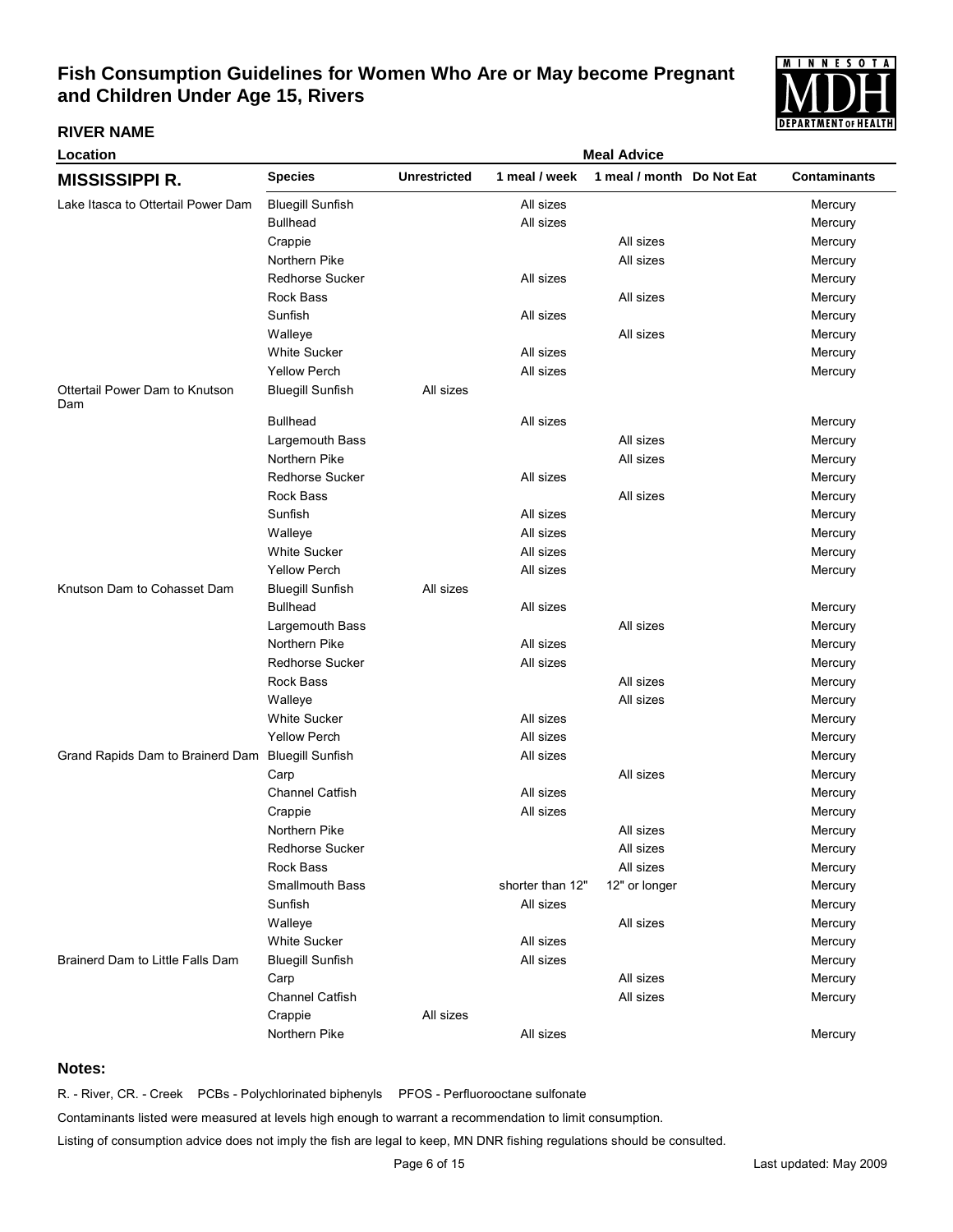# Fish Consumption Guidelines for Women Who Are or May become Pregnant and Children Under Age 15, Rivers

**RIVER NAME**

| Location | | Meal Advice | | | | |
|---|---|---|---|---|---|---|
| **MISSISSIPPI R.** | **Species** | **Unrestricted** | **1 meal / week** | **1 meal / month** | **Do Not Eat** | **Contaminants** |
| Lake Itasca to Ottertail Power Dam | Bluegill Sunfish | | All sizes | | | Mercury |
| | Bullhead | | All sizes | | | Mercury |
| | Crappie | | | All sizes | | Mercury |
| | Northern Pike | | | All sizes | | Mercury |
| | Redhorse Sucker | | All sizes | | | Mercury |
| | Rock Bass | | | All sizes | | Mercury |
| | Sunfish | | All sizes | | | Mercury |
| | Walleye | | | All sizes | | Mercury |
| | White Sucker | | All sizes | | | Mercury |
| | Yellow Perch | | All sizes | | | Mercury |
| Ottertail Power Dam to Knutson Dam | Bluegill Sunfish | All sizes | | | | |
| | Bullhead | | All sizes | | | Mercury |
| | Largemouth Bass | | | All sizes | | Mercury |
| | Northern Pike | | | All sizes | | Mercury |
| | Redhorse Sucker | | All sizes | | | Mercury |
| | Rock Bass | | | All sizes | | Mercury |
| | Sunfish | | All sizes | | | Mercury |
| | Walleye | | All sizes | | | Mercury |
| | White Sucker | | All sizes | | | Mercury |
| | Yellow Perch | | All sizes | | | Mercury |
| Knutson Dam to Cohasset Dam | Bluegill Sunfish | All sizes | | | | |
| | Bullhead | | All sizes | | | Mercury |
| | Largemouth Bass | | | All sizes | | Mercury |
| | Northern Pike | | All sizes | | | Mercury |
| | Redhorse Sucker | | All sizes | | | Mercury |
| | Rock Bass | | | All sizes | | Mercury |
| | Walleye | | | All sizes | | Mercury |
| | White Sucker | | All sizes | | | Mercury |
| | Yellow Perch | | All sizes | | | Mercury |
| Grand Rapids Dam to Brainerd Dam | Bluegill Sunfish | | All sizes | | | Mercury |
| | Carp | | | All sizes | | Mercury |
| | Channel Catfish | | All sizes | | | Mercury |
| | Crappie | | All sizes | | | Mercury |
| | Northern Pike | | | All sizes | | Mercury |
| | Redhorse Sucker | | | All sizes | | Mercury |
| | Rock Bass | | | All sizes | | Mercury |
| | Smallmouth Bass | | shorter than 12" | 12" or longer | | Mercury |
| | Sunfish | | All sizes | | | Mercury |
| | Walleye | | | All sizes | | Mercury |
| | White Sucker | | All sizes | | | Mercury |
| Brainerd Dam to Little Falls Dam | Bluegill Sunfish | | All sizes | | | Mercury |
| | Carp | | | All sizes | | Mercury |
| | Channel Catfish | | | All sizes | | Mercury |
| | Crappie | All sizes | | | | |
| | Northern Pike | | All sizes | | | Mercury |

**Notes:**

R. - River, CR. - Creek PCBs - Polychlorinated biphenyls PFOS - Perfluorooctane sulfonate

Contaminants listed were measured at levels high enough to warrant a recommendation to limit consumption.

Listing of consumption advice does not imply the fish are legal to keep, MN DNR fishing regulations should be consulted.

Last updated: May 2009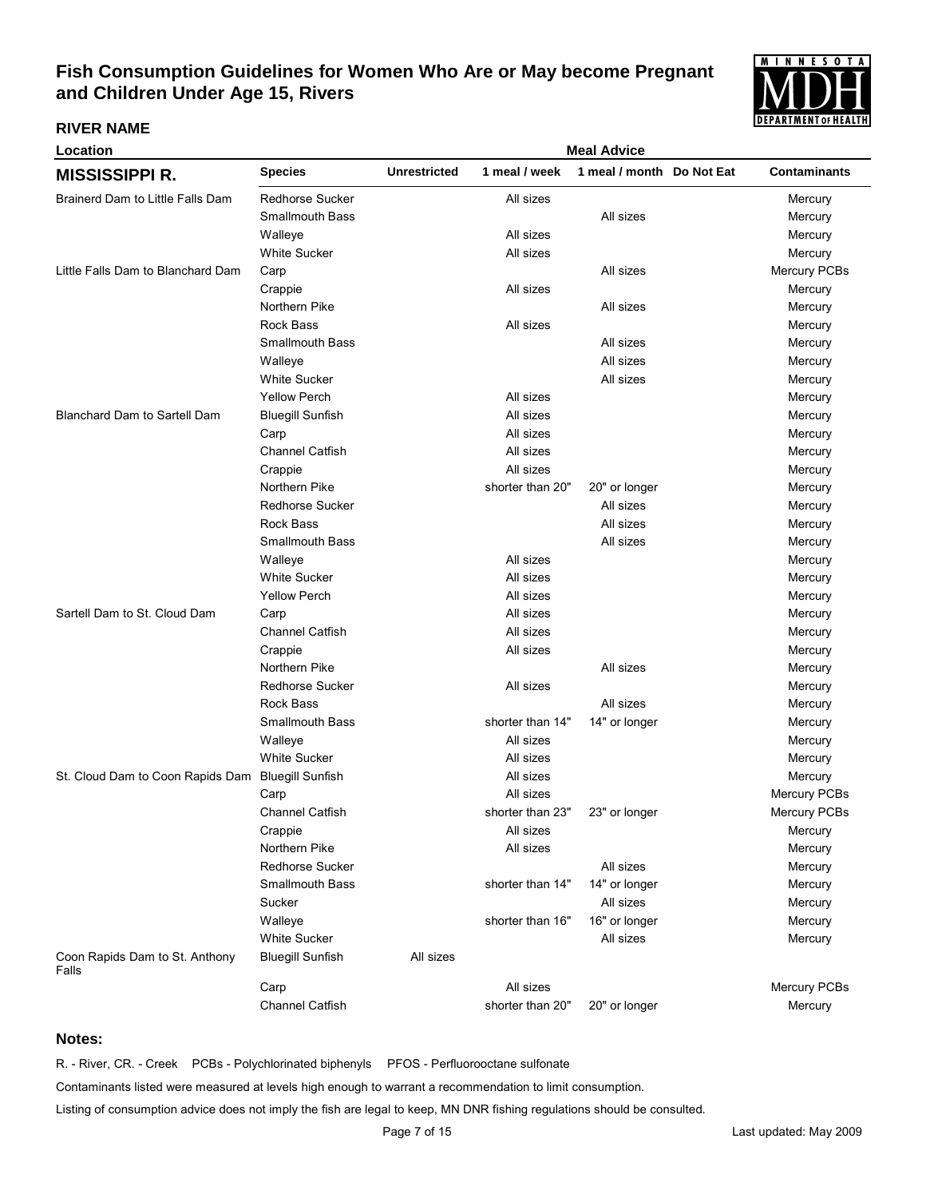# Fish Consumption Guidelines for Women Who Are or May become Pregnant and Children Under Age 15, Rivers

**RIVER NAME**

| Location | | Meal Advice | | | | |
|---|---|---|---|---|---|---|
| **MISSISSIPPI R.** | **Species** | **Unrestricted** | **1 meal / week** | **1 meal / month** | **Do Not Eat** | **Contaminants** |
| Brainerd Dam to Little Falls Dam | Redhorse Sucker | | All sizes | | | Mercury |
| | Smallmouth Bass | | | All sizes | | Mercury |
| | Walleye | | All sizes | | | Mercury |
| | White Sucker | | All sizes | | | Mercury |
| Little Falls Dam to Blanchard Dam | Carp | | | All sizes | | Mercury PCBs |
| | Crappie | | All sizes | | | Mercury |
| | Northern Pike | | | All sizes | | Mercury |
| | Rock Bass | | All sizes | | | Mercury |
| | Smallmouth Bass | | | All sizes | | Mercury |
| | Walleye | | | All sizes | | Mercury |
| | White Sucker | | | All sizes | | Mercury |
| | Yellow Perch | | All sizes | | | Mercury |
| Blanchard Dam to Sartell Dam | Bluegill Sunfish | | All sizes | | | Mercury |
| | Carp | | All sizes | | | Mercury |
| | Channel Catfish | | All sizes | | | Mercury |
| | Crappie | | All sizes | | | Mercury |
| | Northern Pike | | shorter than 20" | 20" or longer | | Mercury |
| | Redhorse Sucker | | | All sizes | | Mercury |
| | Rock Bass | | | All sizes | | Mercury |
| | Smallmouth Bass | | | All sizes | | Mercury |
| | Walleye | | All sizes | | | Mercury |
| | White Sucker | | All sizes | | | Mercury |
| | Yellow Perch | | All sizes | | | Mercury |
| Sartell Dam to St. Cloud Dam | Carp | | All sizes | | | Mercury |
| | Channel Catfish | | All sizes | | | Mercury |
| | Crappie | | All sizes | | | Mercury |
| | Northern Pike | | | All sizes | | Mercury |
| | Redhorse Sucker | | All sizes | | | Mercury |
| | Rock Bass | | | All sizes | | Mercury |
| | Smallmouth Bass | | shorter than 14" | 14" or longer | | Mercury |
| | Walleye | | All sizes | | | Mercury |
| | White Sucker | | All sizes | | | Mercury |
| St. Cloud Dam to Coon Rapids Dam | Bluegill Sunfish | | All sizes | | | Mercury |
| | Carp | | All sizes | | | Mercury PCBs |
| | Channel Catfish | | shorter than 23" | 23" or longer | | Mercury PCBs |
| | Crappie | | All sizes | | | Mercury |
| | Northern Pike | | All sizes | | | Mercury |
| | Redhorse Sucker | | | All sizes | | Mercury |
| | Smallmouth Bass | | shorter than 14" | 14" or longer | | Mercury |
| | Sucker | | | All sizes | | Mercury |
| | Walleye | | shorter than 16" | 16" or longer | | Mercury |
| | White Sucker | | | All sizes | | Mercury |
| Coon Rapids Dam to St. Anthony Falls | Bluegill Sunfish | All sizes | | | | |
| | Carp | | All sizes | | | Mercury PCBs |
| | Channel Catfish | | shorter than 20" | 20" or longer | | Mercury |

**Notes:**

R. - River, CR. - Creek PCBs - Polychlorinated biphenyls PFOS - Perfluorooctane sulfonate

Contaminants listed were measured at levels high enough to warrant a recommendation to limit consumption.

Listing of consumption advice does not imply the fish are legal to keep, MN DNR fishing regulations should be consulted.

Last updated: May 2009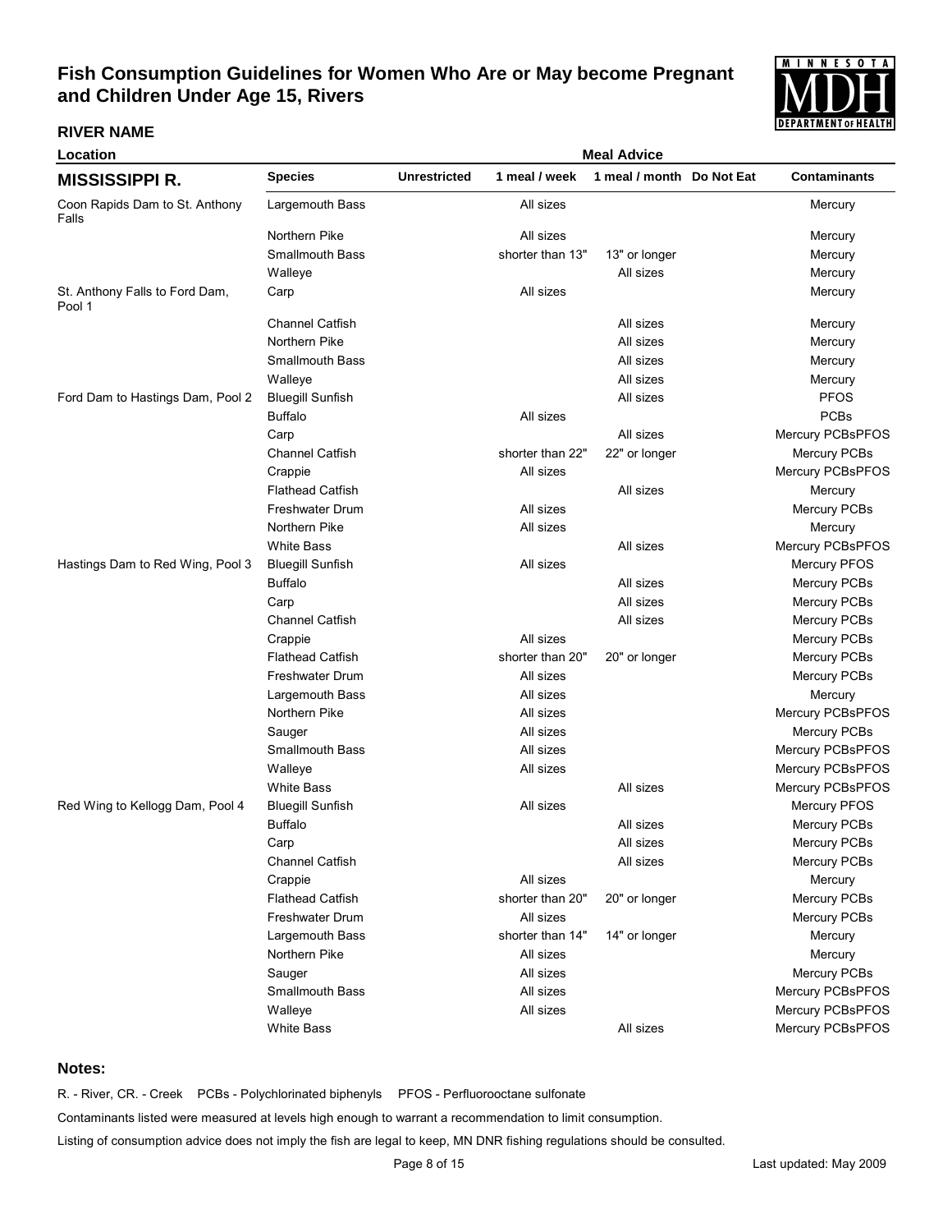# Fish Consumption Guidelines for Women Who Are or May become Pregnant and Children Under Age 15, Rivers

**RIVER NAME**

| Location | Species | Unrestricted | 1 meal / week | 1 meal / month | Do Not Eat | Contaminants |
|---|---|---|---|---|---|---|
| **MISSISSIPPI R.** | | | | | | |
| Coon Rapids Dam to St. Anthony Falls | Largemouth Bass | | All sizes | | | Mercury |
| | Northern Pike | | All sizes | | | Mercury |
| | Smallmouth Bass | | shorter than 13" | 13" or longer | | Mercury |
| | Walleye | | | All sizes | | Mercury |
| St. Anthony Falls to Ford Dam, Pool 1 | Carp | | All sizes | | | Mercury |
| | Channel Catfish | | | All sizes | | Mercury |
| | Northern Pike | | | All sizes | | Mercury |
| | Smallmouth Bass | | | All sizes | | Mercury |
| | Walleye | | | All sizes | | Mercury |
| Ford Dam to Hastings Dam, Pool 2 | Bluegill Sunfish | | | All sizes | | PFOS |
| | Buffalo | | All sizes | | | PCBs |
| | Carp | | | All sizes | | Mercury PCBsPFOS |
| | Channel Catfish | | shorter than 22" | 22" or longer | | Mercury PCBs |
| | Crappie | | All sizes | | | Mercury PCBsPFOS |
| | Flathead Catfish | | | All sizes | | Mercury |
| | Freshwater Drum | | All sizes | | | Mercury PCBs |
| | Northern Pike | | All sizes | | | Mercury |
| | White Bass | | | All sizes | | Mercury PCBsPFOS |
| Hastings Dam to Red Wing, Pool 3 | Bluegill Sunfish | | All sizes | | | Mercury PFOS |
| | Buffalo | | | All sizes | | Mercury PCBs |
| | Carp | | | All sizes | | Mercury PCBs |
| | Channel Catfish | | | All sizes | | Mercury PCBs |
| | Crappie | | All sizes | | | Mercury PCBs |
| | Flathead Catfish | | shorter than 20" | 20" or longer | | Mercury PCBs |
| | Freshwater Drum | | All sizes | | | Mercury PCBs |
| | Largemouth Bass | | All sizes | | | Mercury |
| | Northern Pike | | All sizes | | | Mercury PCBsPFOS |
| | Sauger | | All sizes | | | Mercury PCBs |
| | Smallmouth Bass | | All sizes | | | Mercury PCBsPFOS |
| | Walleye | | All sizes | | | Mercury PCBsPFOS |
| | White Bass | | | All sizes | | Mercury PCBsPFOS |
| Red Wing to Kellogg Dam, Pool 4 | Bluegill Sunfish | | All sizes | | | Mercury PFOS |
| | Buffalo | | | All sizes | | Mercury PCBs |
| | Carp | | | All sizes | | Mercury PCBs |
| | Channel Catfish | | | All sizes | | Mercury PCBs |
| | Crappie | | All sizes | | | Mercury |
| | Flathead Catfish | | shorter than 20" | 20" or longer | | Mercury PCBs |
| | Freshwater Drum | | All sizes | | | Mercury PCBs |
| | Largemouth Bass | | shorter than 14" | 14" or longer | | Mercury |
| | Northern Pike | | All sizes | | | Mercury |
| | Sauger | | All sizes | | | Mercury PCBs |
| | Smallmouth Bass | | All sizes | | | Mercury PCBsPFOS |
| | Walleye | | All sizes | | | Mercury PCBsPFOS |
| | White Bass | | | All sizes | | Mercury PCBsPFOS |

**Notes:**

R. - River, CR. - Creek PCBs - Polychlorinated biphenyls PFOS - Perfluorooctane sulfonate

Contaminants listed were measured at levels high enough to warrant a recommendation to limit consumption.

Listing of consumption advice does not imply the fish are legal to keep, MN DNR fishing regulations should be consulted.

Last updated: May 2009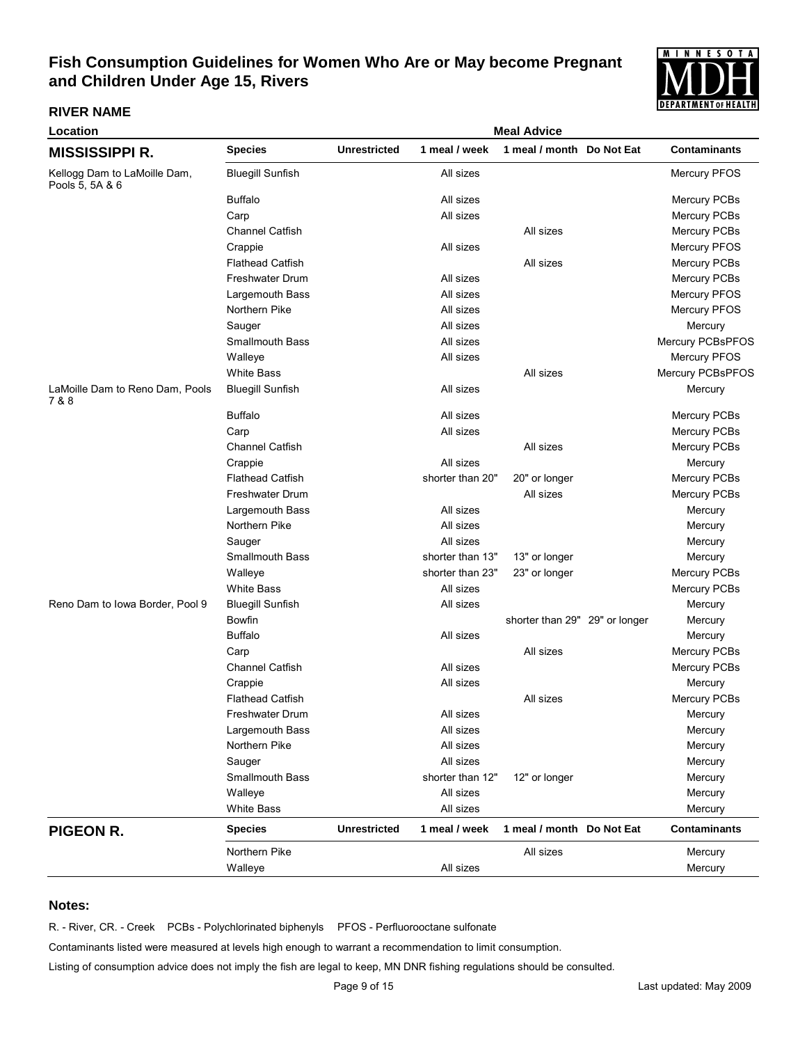## Fish Consumption Guidelines for Women Who Are or May become Pregnant and Children Under Age 15, Rivers

**RIVER NAME**

| Location | | Meal Advice | | | | |
|---|---|---|---|---|---|---|
| **MISSISSIPPI R.** | **Species** | **Unrestricted** | **1 meal / week** | **1 meal / month** | **Do Not Eat** | **Contaminants** |
| Kellogg Dam to LaMoille Dam, Pools 5, 5A & 6 | Bluegill Sunfish | | All sizes | | | Mercury PFOS |
| | Buffalo | | All sizes | | | Mercury PCBs |
| | Carp | | All sizes | | | Mercury PCBs |
| | Channel Catfish | | | All sizes | | Mercury PCBs |
| | Crappie | | All sizes | | | Mercury PFOS |
| | Flathead Catfish | | | All sizes | | Mercury PCBs |
| | Freshwater Drum | | All sizes | | | Mercury PCBs |
| | Largemouth Bass | | All sizes | | | Mercury PFOS |
| | Northern Pike | | All sizes | | | Mercury PFOS |
| | Sauger | | All sizes | | | Mercury |
| | Smallmouth Bass | | All sizes | | | Mercury PCBsPFOS |
| | Walleye | | All sizes | | | Mercury PFOS |
| | White Bass | | | All sizes | | Mercury PCBsPFOS |
| LaMoille Dam to Reno Dam, Pools 7 & 8 | Bluegill Sunfish | | All sizes | | | Mercury |
| | Buffalo | | All sizes | | | Mercury PCBs |
| | Carp | | All sizes | | | Mercury PCBs |
| | Channel Catfish | | | All sizes | | Mercury PCBs |
| | Crappie | | All sizes | | | Mercury |
| | Flathead Catfish | | shorter than 20" | 20" or longer | | Mercury PCBs |
| | Freshwater Drum | | | All sizes | | Mercury PCBs |
| | Largemouth Bass | | All sizes | | | Mercury |
| | Northern Pike | | All sizes | | | Mercury |
| | Sauger | | All sizes | | | Mercury |
| | Smallmouth Bass | | shorter than 13" | 13" or longer | | Mercury |
| | Walleye | | shorter than 23" | 23" or longer | | Mercury PCBs |
| | White Bass | | All sizes | | | Mercury PCBs |
| Reno Dam to Iowa Border, Pool 9 | Bluegill Sunfish | | All sizes | | | Mercury |
| | Bowfin | | | shorter than 29" | 29" or longer | Mercury |
| | Buffalo | | All sizes | | | Mercury |
| | Carp | | | All sizes | | Mercury PCBs |
| | Channel Catfish | | All sizes | | | Mercury PCBs |
| | Crappie | | All sizes | | | Mercury |
| | Flathead Catfish | | | All sizes | | Mercury PCBs |
| | Freshwater Drum | | All sizes | | | Mercury |
| | Largemouth Bass | | All sizes | | | Mercury |
| | Northern Pike | | All sizes | | | Mercury |
| | Sauger | | All sizes | | | Mercury |
| | Smallmouth Bass | | shorter than 12" | 12" or longer | | Mercury |
| | Walleye | | All sizes | | | Mercury |
| | White Bass | | All sizes | | | Mercury |
| **PIGEON R.** | **Species** | **Unrestricted** | **1 meal / week** | **1 meal / month** | **Do Not Eat** | **Contaminants** |
| | Northern Pike | | | All sizes | | Mercury |
| | Walleye | | All sizes | | | Mercury |

**Notes:**

R. - River, CR. - Creek    PCBs - Polychlorinated biphenyls    PFOS - Perfluorooctane sulfonate

Contaminants listed were measured at levels high enough to warrant a recommendation to limit consumption.

Listing of consumption advice does not imply the fish are legal to keep, MN DNR fishing regulations should be consulted.

Last updated: May 2009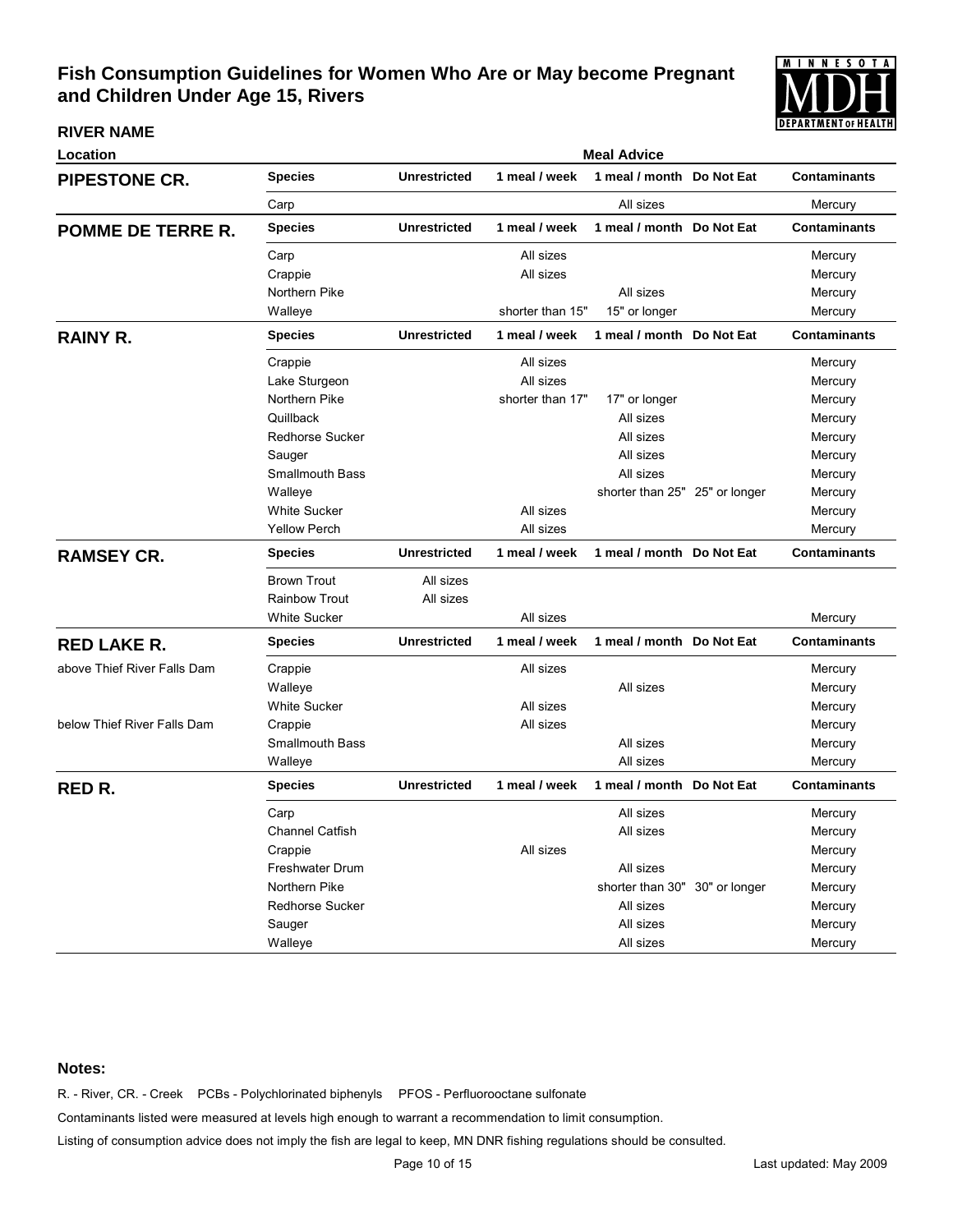# Fish Consumption Guidelines for Women Who Are or May become Pregnant and Children Under Age 15, Rivers

| RIVER NAME Location | Species | Unrestricted | 1 meal / week | 1 meal / month | Do Not Eat | Contaminants |
|---|---|---|---|---|---|---|
| **PIPESTONE CR.** | Carp | | | All sizes | | Mercury |
| **POMME DE TERRE R.** | Carp | | All sizes | | | Mercury |
| | Crappie | | All sizes | | | Mercury |
| | Northern Pike | | | All sizes | | Mercury |
| | Walleye | | shorter than 15" | 15" or longer | | Mercury |
| **RAINY R.** | Crappie | | All sizes | | | Mercury |
| | Lake Sturgeon | | All sizes | | | Mercury |
| | Northern Pike | | shorter than 17" | 17" or longer | | Mercury |
| | Quillback | | | All sizes | | Mercury |
| | Redhorse Sucker | | | All sizes | | Mercury |
| | Sauger | | | All sizes | | Mercury |
| | Smallmouth Bass | | | All sizes | | Mercury |
| | Walleye | | | shorter than 25" | 25" or longer | Mercury |
| | White Sucker | | All sizes | | | Mercury |
| | Yellow Perch | | All sizes | | | Mercury |
| **RAMSEY CR.** | Brown Trout | All sizes | | | | |
| | Rainbow Trout | All sizes | | | | |
| | White Sucker | | All sizes | | | Mercury |
| **RED LAKE R.** above Thief River Falls Dam | Crappie | | All sizes | | | Mercury |
| | Walleye | | | All sizes | | Mercury |
| | White Sucker | | All sizes | | | Mercury |
| below Thief River Falls Dam | Crappie | | All sizes | | | Mercury |
| | Smallmouth Bass | | | All sizes | | Mercury |
| | Walleye | | | All sizes | | Mercury |
| **RED R.** | Carp | | | All sizes | | Mercury |
| | Channel Catfish | | | All sizes | | Mercury |
| | Crappie | | All sizes | | | Mercury |
| | Freshwater Drum | | | All sizes | | Mercury |
| | Northern Pike | | | shorter than 30" | 30" or longer | Mercury |
| | Redhorse Sucker | | | All sizes | | Mercury |
| | Sauger | | | All sizes | | Mercury |
| | Walleye | | | All sizes | | Mercury |

**Notes:**

R. - River, CR. - Creek PCBs - Polychlorinated biphenyls PFOS - Perfluorooctane sulfonate

Contaminants listed were measured at levels high enough to warrant a recommendation to limit consumption.

Listing of consumption advice does not imply the fish are legal to keep, MN DNR fishing regulations should be consulted.

Last updated: May 2009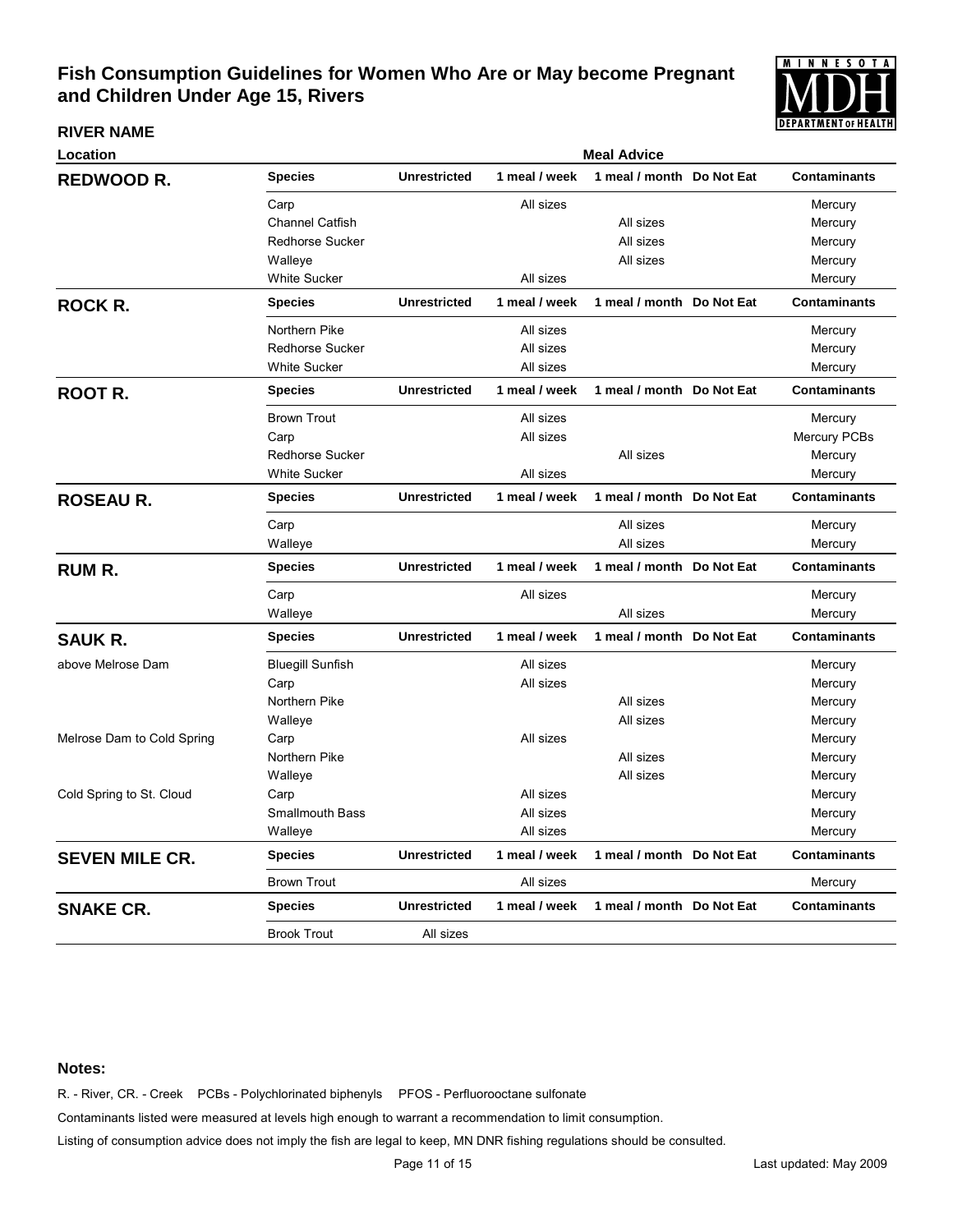# Fish Consumption Guidelines for Women Who Are or May become Pregnant and Children Under Age 15, Rivers

**RIVER NAME**

| Location | Species | Unrestricted | 1 meal / week | 1 meal / month | Do Not Eat | Contaminants |
|---|---|---|---|---|---|---|
| | | | **Meal Advice** | | | |
| **REDWOOD R.** | **Species** | **Unrestricted** | **1 meal / week** | **1 meal / month** | **Do Not Eat** | **Contaminants** |
| | Carp | | All sizes | | | Mercury |
| | Channel Catfish | | | All sizes | | Mercury |
| | Redhorse Sucker | | | All sizes | | Mercury |
| | Walleye | | | All sizes | | Mercury |
| | White Sucker | | All sizes | | | Mercury |
| **ROCK R.** | **Species** | **Unrestricted** | **1 meal / week** | **1 meal / month** | **Do Not Eat** | **Contaminants** |
| | Northern Pike | | All sizes | | | Mercury |
| | Redhorse Sucker | | All sizes | | | Mercury |
| | White Sucker | | All sizes | | | Mercury |
| **ROOT R.** | **Species** | **Unrestricted** | **1 meal / week** | **1 meal / month** | **Do Not Eat** | **Contaminants** |
| | Brown Trout | | All sizes | | | Mercury |
| | Carp | | All sizes | | | Mercury PCBs |
| | Redhorse Sucker | | | All sizes | | Mercury |
| | White Sucker | | All sizes | | | Mercury |
| **ROSEAU R.** | **Species** | **Unrestricted** | **1 meal / week** | **1 meal / month** | **Do Not Eat** | **Contaminants** |
| | Carp | | | All sizes | | Mercury |
| | Walleye | | | All sizes | | Mercury |
| **RUM R.** | **Species** | **Unrestricted** | **1 meal / week** | **1 meal / month** | **Do Not Eat** | **Contaminants** |
| | Carp | | All sizes | | | Mercury |
| | Walleye | | | All sizes | | Mercury |
| **SAUK R.** | **Species** | **Unrestricted** | **1 meal / week** | **1 meal / month** | **Do Not Eat** | **Contaminants** |
| above Melrose Dam | Bluegill Sunfish | | All sizes | | | Mercury |
| | Carp | | All sizes | | | Mercury |
| | Northern Pike | | | All sizes | | Mercury |
| | Walleye | | | All sizes | | Mercury |
| Melrose Dam to Cold Spring | Carp | | All sizes | | | Mercury |
| | Northern Pike | | | All sizes | | Mercury |
| | Walleye | | | All sizes | | Mercury |
| Cold Spring to St. Cloud | Carp | | All sizes | | | Mercury |
| | Smallmouth Bass | | All sizes | | | Mercury |
| | Walleye | | All sizes | | | Mercury |
| **SEVEN MILE CR.** | **Species** | **Unrestricted** | **1 meal / week** | **1 meal / month** | **Do Not Eat** | **Contaminants** |
| | Brown Trout | | All sizes | | | Mercury |
| **SNAKE CR.** | **Species** | **Unrestricted** | **1 meal / week** | **1 meal / month** | **Do Not Eat** | **Contaminants** |
| | Brook Trout | All sizes | | | | |

**Notes:**

R. - River, CR. - Creek PCBs - Polychlorinated biphenyls PFOS - Perfluorooctane sulfonate

Contaminants listed were measured at levels high enough to warrant a recommendation to limit consumption.

Listing of consumption advice does not imply the fish are legal to keep, MN DNR fishing regulations should be consulted.

Last updated: May 2009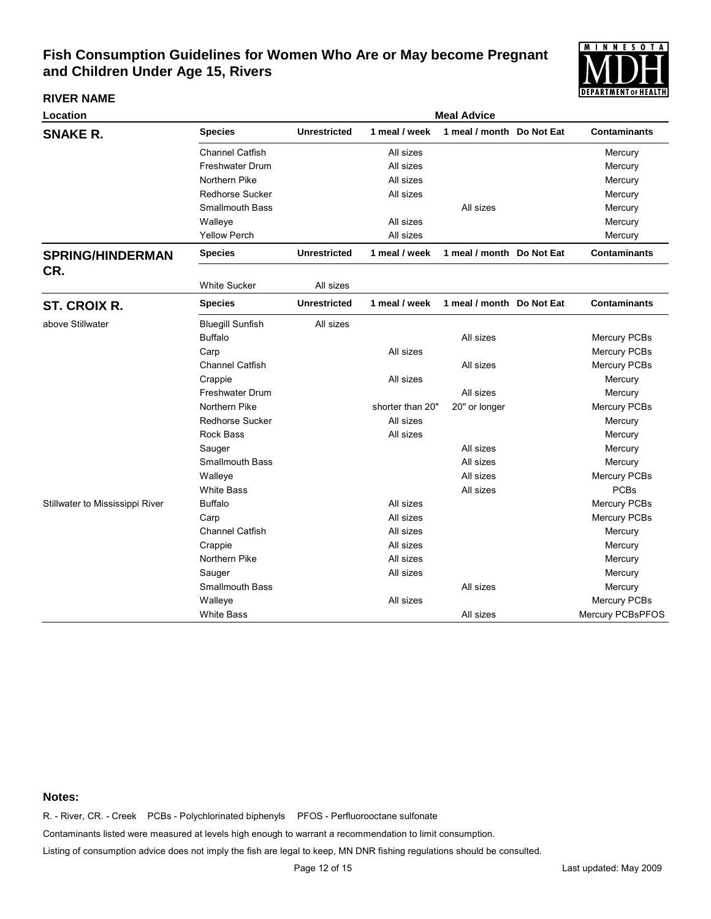# Fish Consumption Guidelines for Women Who Are or May become Pregnant and Children Under Age 15, Rivers

| RIVER NAME Location | | Meal Advice | | | | |
|---|---|---|---|---|---|---|
| **SNAKE R.** | **Species** | **Unrestricted** | **1 meal / week** | **1 meal / month** | **Do Not Eat** | **Contaminants** |
| | Channel Catfish | | All sizes | | | Mercury |
| | Freshwater Drum | | All sizes | | | Mercury |
| | Northern Pike | | All sizes | | | Mercury |
| | Redhorse Sucker | | All sizes | | | Mercury |
| | Smallmouth Bass | | | All sizes | | Mercury |
| | Walleye | | All sizes | | | Mercury |
| | Yellow Perch | | All sizes | | | Mercury |
| **SPRING/HINDERMAN CR.** | **Species** | **Unrestricted** | **1 meal / week** | **1 meal / month** | **Do Not Eat** | **Contaminants** |
| | White Sucker | All sizes | | | | |
| **ST. CROIX R.** | **Species** | **Unrestricted** | **1 meal / week** | **1 meal / month** | **Do Not Eat** | **Contaminants** |
| above Stillwater | Bluegill Sunfish | All sizes | | | | |
| | Buffalo | | | All sizes | | Mercury PCBs |
| | Carp | | All sizes | | | Mercury PCBs |
| | Channel Catfish | | | All sizes | | Mercury PCBs |
| | Crappie | | All sizes | | | Mercury |
| | Freshwater Drum | | | All sizes | | Mercury |
| | Northern Pike | | shorter than 20" | 20" or longer | | Mercury PCBs |
| | Redhorse Sucker | | All sizes | | | Mercury |
| | Rock Bass | | All sizes | | | Mercury |
| | Sauger | | | All sizes | | Mercury |
| | Smallmouth Bass | | | All sizes | | Mercury |
| | Walleye | | | All sizes | | Mercury PCBs |
| | White Bass | | | All sizes | | PCBs |
| Stillwater to Mississippi River | Buffalo | | All sizes | | | Mercury PCBs |
| | Carp | | All sizes | | | Mercury PCBs |
| | Channel Catfish | | All sizes | | | Mercury |
| | Crappie | | All sizes | | | Mercury |
| | Northern Pike | | All sizes | | | Mercury |
| | Sauger | | All sizes | | | Mercury |
| | Smallmouth Bass | | | All sizes | | Mercury |
| | Walleye | | All sizes | | | Mercury PCBs |
| | White Bass | | | All sizes | | Mercury PCBsPFOS |

**Notes:**

R. - River, CR. - Creek PCBs - Polychlorinated biphenyls PFOS - Perfluorooctane sulfonate

Contaminants listed were measured at levels high enough to warrant a recommendation to limit consumption.

Listing of consumption advice does not imply the fish are legal to keep, MN DNR fishing regulations should be consulted.

Last updated: May 2009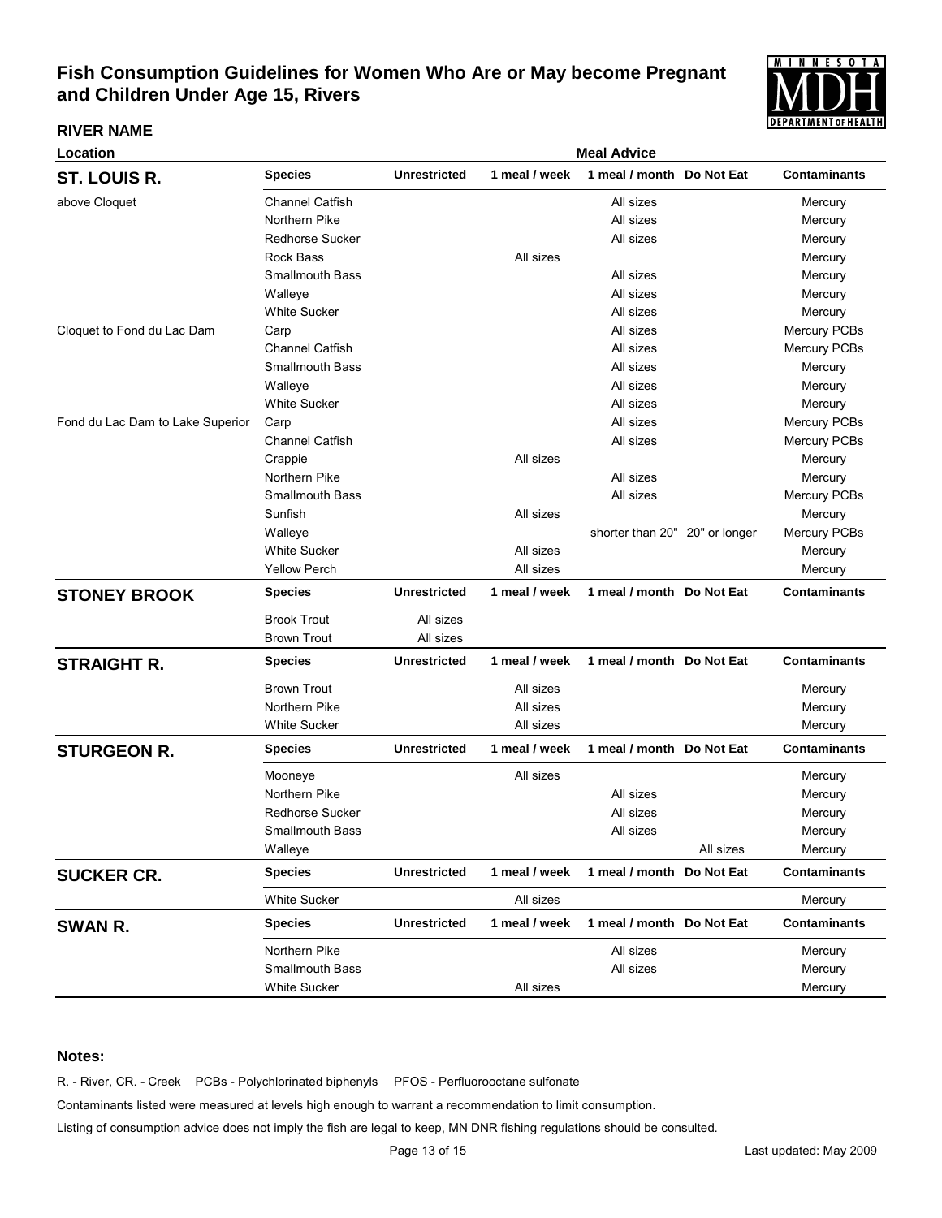# Fish Consumption Guidelines for Women Who Are or May become Pregnant and Children Under Age 15, Rivers

**RIVER NAME**

| Location | Species | Unrestricted | 1 meal / week | 1 meal / month | Do Not Eat | Contaminants |
|---|---|---|---|---|---|---|
| **ST. LOUIS R.** | **Species** | **Unrestricted** | **1 meal / week** | **1 meal / month** | **Do Not Eat** | **Contaminants** |
| above Cloquet | Channel Catfish | | | All sizes | | Mercury |
| | Northern Pike | | | All sizes | | Mercury |
| | Redhorse Sucker | | | All sizes | | Mercury |
| | Rock Bass | | All sizes | | | Mercury |
| | Smallmouth Bass | | | All sizes | | Mercury |
| | Walleye | | | All sizes | | Mercury |
| | White Sucker | | | All sizes | | Mercury |
| Cloquet to Fond du Lac Dam | Carp | | | All sizes | | Mercury PCBs |
| | Channel Catfish | | | All sizes | | Mercury PCBs |
| | Smallmouth Bass | | | All sizes | | Mercury |
| | Walleye | | | All sizes | | Mercury |
| | White Sucker | | | All sizes | | Mercury |
| Fond du Lac Dam to Lake Superior | Carp | | | All sizes | | Mercury PCBs |
| | Channel Catfish | | | All sizes | | Mercury PCBs |
| | Crappie | | All sizes | | | Mercury |
| | Northern Pike | | | All sizes | | Mercury |
| | Smallmouth Bass | | | All sizes | | Mercury PCBs |
| | Sunfish | | All sizes | | | Mercury |
| | Walleye | | | shorter than 20" | 20" or longer | Mercury PCBs |
| | White Sucker | | All sizes | | | Mercury |
| | Yellow Perch | | All sizes | | | Mercury |
| **STONEY BROOK** | **Species** | **Unrestricted** | **1 meal / week** | **1 meal / month** | **Do Not Eat** | **Contaminants** |
| | Brook Trout | All sizes | | | | |
| | Brown Trout | All sizes | | | | |
| **STRAIGHT R.** | **Species** | **Unrestricted** | **1 meal / week** | **1 meal / month** | **Do Not Eat** | **Contaminants** |
| | Brown Trout | | All sizes | | | Mercury |
| | Northern Pike | | All sizes | | | Mercury |
| | White Sucker | | All sizes | | | Mercury |
| **STURGEON R.** | **Species** | **Unrestricted** | **1 meal / week** | **1 meal / month** | **Do Not Eat** | **Contaminants** |
| | Mooneye | | All sizes | | | Mercury |
| | Northern Pike | | | All sizes | | Mercury |
| | Redhorse Sucker | | | All sizes | | Mercury |
| | Smallmouth Bass | | | All sizes | | Mercury |
| | Walleye | | | | All sizes | Mercury |
| **SUCKER CR.** | **Species** | **Unrestricted** | **1 meal / week** | **1 meal / month** | **Do Not Eat** | **Contaminants** |
| | White Sucker | | All sizes | | | Mercury |
| **SWAN R.** | **Species** | **Unrestricted** | **1 meal / week** | **1 meal / month** | **Do Not Eat** | **Contaminants** |
| | Northern Pike | | | All sizes | | Mercury |
| | Smallmouth Bass | | | All sizes | | Mercury |
| | White Sucker | | All sizes | | | Mercury |

**Notes:**

R. - River, CR. - Creek    PCBs - Polychlorinated biphenyls    PFOS - Perfluorooctane sulfonate

Contaminants listed were measured at levels high enough to warrant a recommendation to limit consumption.

Listing of consumption advice does not imply the fish are legal to keep, MN DNR fishing regulations should be consulted.

Last updated: May 2009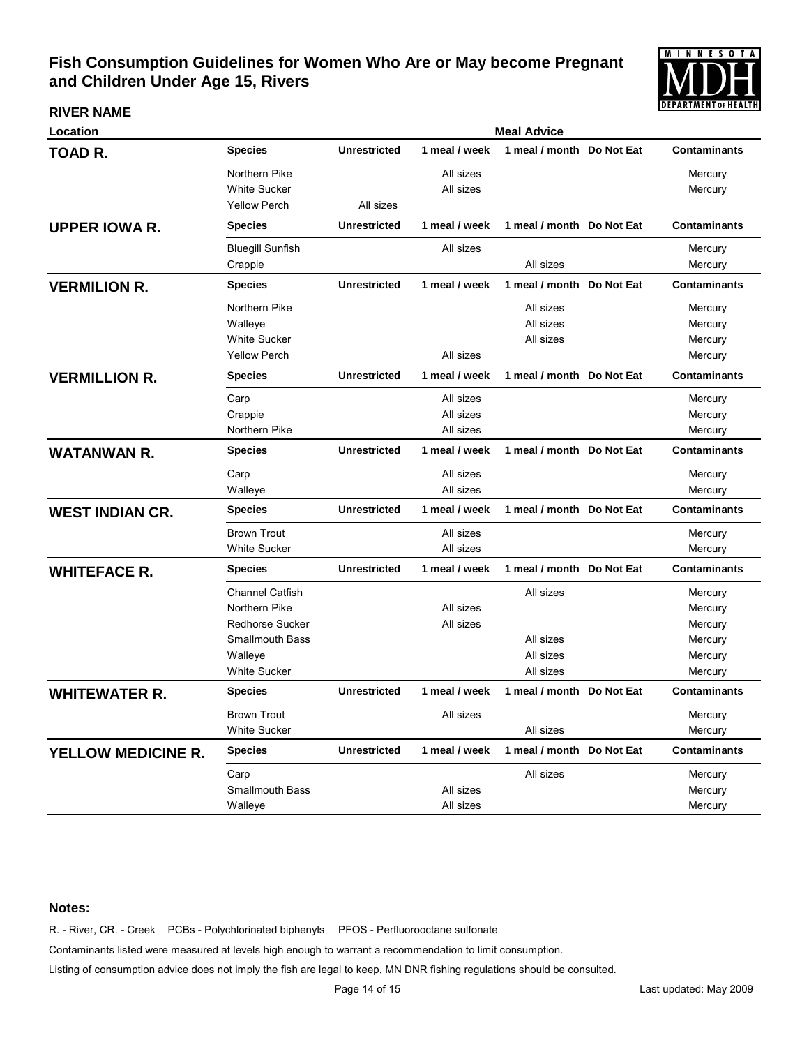# Fish Consumption Guidelines for Women Who Are or May become Pregnant and Children Under Age 15, Rivers

**RIVER NAME**

| Location | Species | Unrestricted | 1 meal / week | 1 meal / month | Do Not Eat | Contaminants |
|---|---|---|---|---|---|---|
| **TOAD R.** | Northern Pike | | All sizes | | | Mercury |
| | White Sucker | | All sizes | | | Mercury |
| | Yellow Perch | All sizes | | | | |
| **UPPER IOWA R.** | Bluegill Sunfish | | All sizes | | | Mercury |
| | Crappie | | | All sizes | | Mercury |
| **VERMILION R.** | Northern Pike | | | All sizes | | Mercury |
| | Walleye | | | All sizes | | Mercury |
| | White Sucker | | | All sizes | | Mercury |
| | Yellow Perch | | All sizes | | | Mercury |
| **VERMILLION R.** | Carp | | All sizes | | | Mercury |
| | Crappie | | All sizes | | | Mercury |
| | Northern Pike | | All sizes | | | Mercury |
| **WATANWAN R.** | Carp | | All sizes | | | Mercury |
| | Walleye | | All sizes | | | Mercury |
| **WEST INDIAN CR.** | Brown Trout | | All sizes | | | Mercury |
| | White Sucker | | All sizes | | | Mercury |
| **WHITEFACE R.** | Channel Catfish | | | All sizes | | Mercury |
| | Northern Pike | | All sizes | | | Mercury |
| | Redhorse Sucker | | All sizes | | | Mercury |
| | Smallmouth Bass | | | All sizes | | Mercury |
| | Walleye | | | All sizes | | Mercury |
| | White Sucker | | | All sizes | | Mercury |
| **WHITEWATER R.** | Brown Trout | | All sizes | | | Mercury |
| | White Sucker | | | All sizes | | Mercury |
| **YELLOW MEDICINE R.** | Carp | | | All sizes | | Mercury |
| | Smallmouth Bass | | All sizes | | | Mercury |
| | Walleye | | All sizes | | | Mercury |

**Notes:**

R. - River, CR. - Creek PCBs - Polychlorinated biphenyls PFOS - Perfluorooctane sulfonate

Contaminants listed were measured at levels high enough to warrant a recommendation to limit consumption.

Listing of consumption advice does not imply the fish are legal to keep, MN DNR fishing regulations should be consulted.

Last updated: May 2009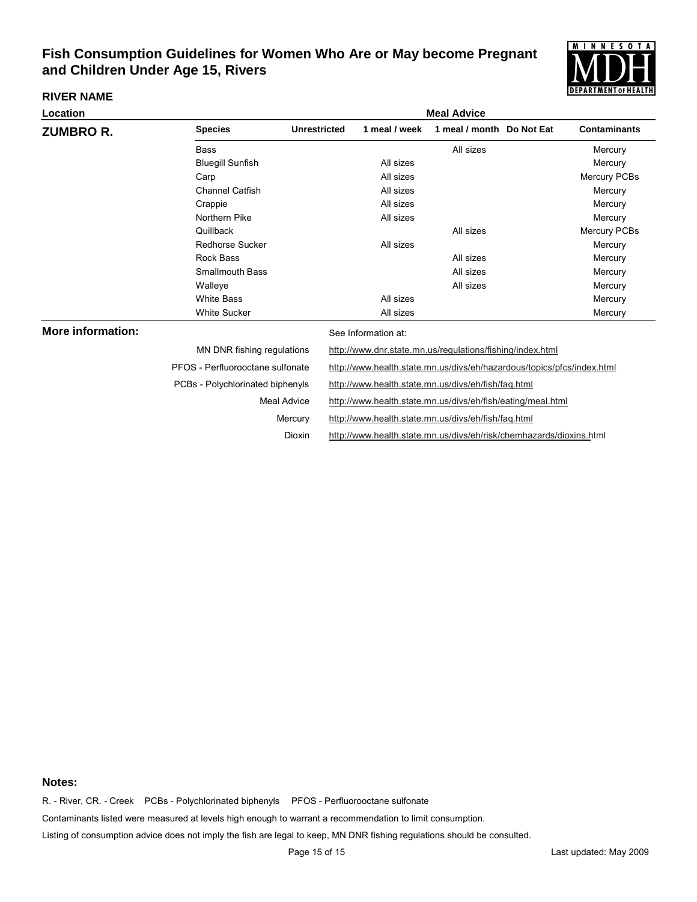# Fish Consumption Guidelines for Women Who Are or May become Pregnant and Children Under Age 15, Rivers

**RIVER NAME**

| Location | Species | Unrestricted | 1 meal / week | 1 meal / month | Do Not Eat | Contaminants |
|---|---|---|---|---|---|---|
| **ZUMBRO R.** | Bass | | | All sizes | | Mercury |
| | Bluegill Sunfish | | All sizes | | | Mercury |
| | Carp | | All sizes | | | Mercury PCBs |
| | Channel Catfish | | All sizes | | | Mercury |
| | Crappie | | All sizes | | | Mercury |
| | Northern Pike | | All sizes | | | Mercury |
| | Quillback | | | All sizes | | Mercury PCBs |
| | Redhorse Sucker | | All sizes | | | Mercury |
| | Rock Bass | | | All sizes | | Mercury |
| | Smallmouth Bass | | | All sizes | | Mercury |
| | Walleye | | | All sizes | | Mercury |
| | White Bass | | All sizes | | | Mercury |
| | White Sucker | | All sizes | | | Mercury |

**More information:**

See Information at:

| | |
|---|---|
| MN DNR fishing regulations | http://www.dnr.state.mn.us/regulations/fishing/index.html |
| PFOS - Perfluorooctane sulfonate | http://www.health.state.mn.us/divs/eh/hazardous/topics/pfcs/index.html |
| PCBs - Polychlorinated biphenyls | http://www.health.state.mn.us/divs/eh/fish/faq.html |
| Meal Advice | http://www.health.state.mn.us/divs/eh/fish/eating/meal.html |
| Mercury | http://www.health.state.mn.us/divs/eh/fish/faq.html |
| Dioxin | http://www.health.state.mn.us/divs/eh/risk/chemhazards/dioxins.html |

**Notes:**

R. - River, CR. - Creek PCBs - Polychlorinated biphenyls PFOS - Perfluorooctane sulfonate

Contaminants listed were measured at levels high enough to warrant a recommendation to limit consumption.

Listing of consumption advice does not imply the fish are legal to keep, MN DNR fishing regulations should be consulted.

Last updated: May 2009